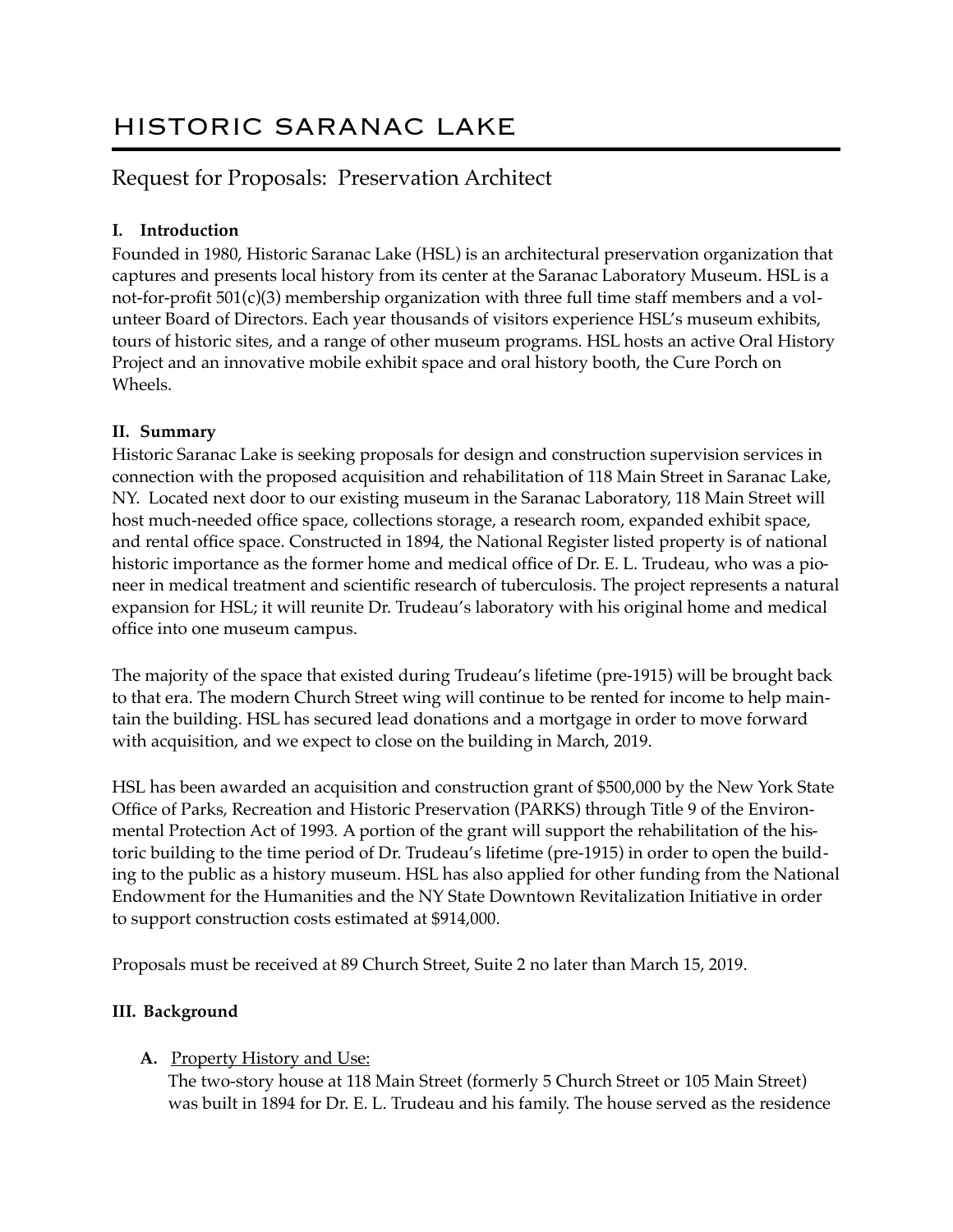# HISTORIC SARANAC LAKE

## Request for Proposals: Preservation Architect

### I. Introduction

Founded in 1980, Historic Saranac Lake (HSL) is an architectural preservation organization that captures and presents local history from its center at the Saranac Laboratory Museum. HSL is a not-for-profit 501(c)(3) membership organization with three full time staff members and a volunteer Board of Directors. Each year thousands of visitors experience HSL's museum exhibits, tours of historic sites, and a range of other museum programs. HSL hosts an active Oral History Project and an innovative mobile exhibit space and oral history booth, the Cure Porch on Wheels.

### II. Summary

Historic Saranac Lake is seeking proposals for design and construction supervision services in connection with the proposed acquisition and rehabilitation of 118 Main Street in Saranac Lake, NY. Located next door to our existing museum in the Saranac Laboratory, 118 Main Street will host much-needed office space, collections storage, a research room, expanded exhibit space, and rental office space. Constructed in 1894, the National Register listed property is of national historic importance as the former home and medical office of Dr. E. L. Trudeau, who was a pioneer in medical treatment and scientific research of tuberculosis. The project represents a natural expansion for HSL; it will reunite Dr. Trudeau's laboratory with his original home and medical office into one museum campus.

The majority of the space that existed during Trudeau's lifetime (pre-1915) will be brought back to that era. The modern Church Street wing will continue to be rented for income to help maintain the building. HSL has secured lead donations and a mortgage in order to move forward with acquisition, and we expect to close on the building in March, 2019.

HSL has been awarded an acquisition and construction grant of $500,000 by the New York State Office of Parks, Recreation and Historic Preservation (PARKS) through Title 9 of the Environmental Protection Act of 1993. A portion of the grant will support the rehabilitation of the historic building to the time period of Dr. Trudeau's lifetime (pre-1915) in order to open the building to the public as a history museum. HSL has also applied for other funding from the National Endowment for the Humanities and the NY State Downtown Revitalization Initiative in order to support construction costs estimated at $914,000.

Proposals must be received at 89 Church Street, Suite 2 no later than March 15, 2019.

### III. Background

**A.** Property History and Use:

The two-story house at 118 Main Street (formerly 5 Church Street or 105 Main Street) was built in 1894 for Dr. E. L. Trudeau and his family. The house served as the residence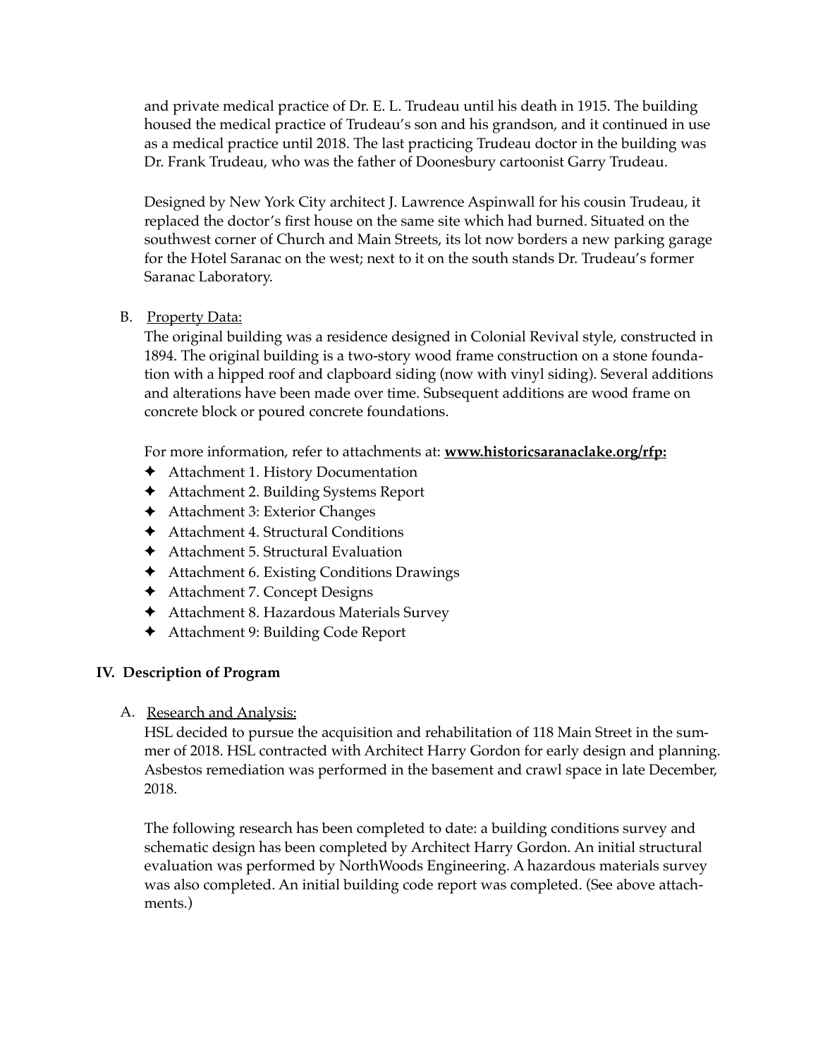and private medical practice of Dr. E. L. Trudeau until his death in 1915. The building housed the medical practice of Trudeau's son and his grandson, and it continued in use as a medical practice until 2018. The last practicing Trudeau doctor in the building was Dr. Frank Trudeau, who was the father of Doonesbury cartoonist Garry Trudeau.

Designed by New York City architect J. Lawrence Aspinwall for his cousin Trudeau, it replaced the doctor's first house on the same site which had burned. Situated on the southwest corner of Church and Main Streets, its lot now borders a new parking garage for the Hotel Saranac on the west; next to it on the south stands Dr. Trudeau's former Saranac Laboratory.

B. Property Data:

The original building was a residence designed in Colonial Revival style, constructed in 1894. The original building is a two-story wood frame construction on a stone foundation with a hipped roof and clapboard siding (now with vinyl siding). Several additions and alterations have been made over time. Subsequent additions are wood frame on concrete block or poured concrete foundations.

For more information, refer to attachments at: **www.historicsaranaclake.org/rfp:**

- Attachment 1. History Documentation
- Attachment 2. Building Systems Report
- Attachment 3: Exterior Changes
- Attachment 4. Structural Conditions
- Attachment 5. Structural Evaluation
- Attachment 6. Existing Conditions Drawings
- Attachment 7. Concept Designs
- Attachment 8. Hazardous Materials Survey
- Attachment 9: Building Code Report

## IV. Description of Program

A. Research and Analysis:

HSL decided to pursue the acquisition and rehabilitation of 118 Main Street in the summer of 2018. HSL contracted with Architect Harry Gordon for early design and planning. Asbestos remediation was performed in the basement and crawl space in late December, 2018.

The following research has been completed to date: a building conditions survey and schematic design has been completed by Architect Harry Gordon. An initial structural evaluation was performed by NorthWoods Engineering. A hazardous materials survey was also completed. An initial building code report was completed. (See above attachments.)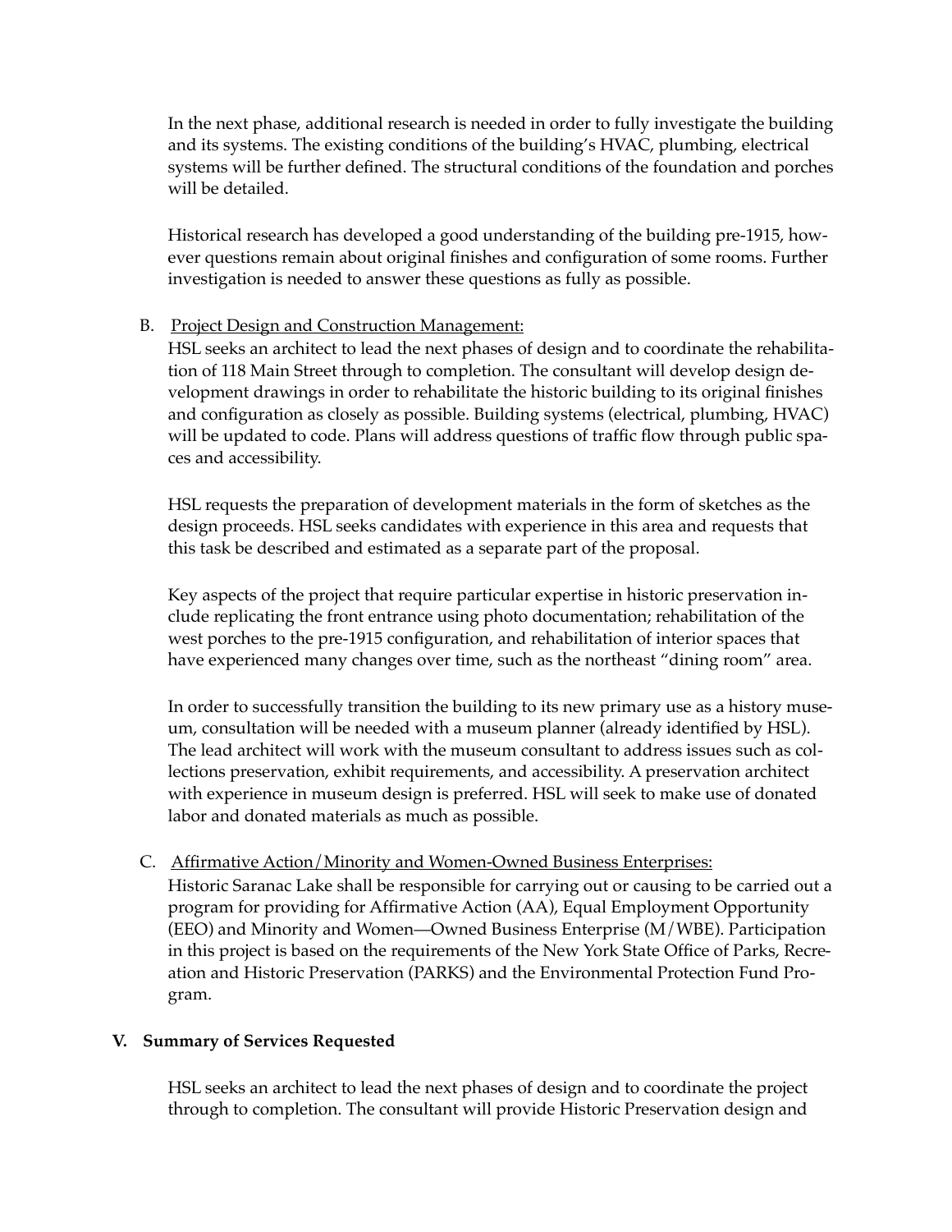In the next phase, additional research is needed in order to fully investigate the building and its systems. The existing conditions of the building's HVAC, plumbing, electrical systems will be further defined. The structural conditions of the foundation and porches will be detailed.

Historical research has developed a good understanding of the building pre-1915, however questions remain about original finishes and configuration of some rooms. Further investigation is needed to answer these questions as fully as possible.

B. <u>Project Design and Construction Management:</u>

HSL seeks an architect to lead the next phases of design and to coordinate the rehabilitation of 118 Main Street through to completion. The consultant will develop design development drawings in order to rehabilitate the historic building to its original finishes and configuration as closely as possible. Building systems (electrical, plumbing, HVAC) will be updated to code. Plans will address questions of traffic flow through public spaces and accessibility.

HSL requests the preparation of development materials in the form of sketches as the design proceeds. HSL seeks candidates with experience in this area and requests that this task be described and estimated as a separate part of the proposal.

Key aspects of the project that require particular expertise in historic preservation include replicating the front entrance using photo documentation; rehabilitation of the west porches to the pre-1915 configuration, and rehabilitation of interior spaces that have experienced many changes over time, such as the northeast "dining room" area.

In order to successfully transition the building to its new primary use as a history museum, consultation will be needed with a museum planner (already identified by HSL). The lead architect will work with the museum consultant to address issues such as collections preservation, exhibit requirements, and accessibility. A preservation architect with experience in museum design is preferred. HSL will seek to make use of donated labor and donated materials as much as possible.

C. <u>Affirmative Action/Minority and Women-Owned Business Enterprises:</u>

Historic Saranac Lake shall be responsible for carrying out or causing to be carried out a program for providing for Affirmative Action (AA), Equal Employment Opportunity (EEO) and Minority and Women—Owned Business Enterprise (M/WBE). Participation in this project is based on the requirements of the New York State Office of Parks, Recreation and Historic Preservation (PARKS) and the Environmental Protection Fund Program.

## V. Summary of Services Requested

HSL seeks an architect to lead the next phases of design and to coordinate the project through to completion. The consultant will provide Historic Preservation design and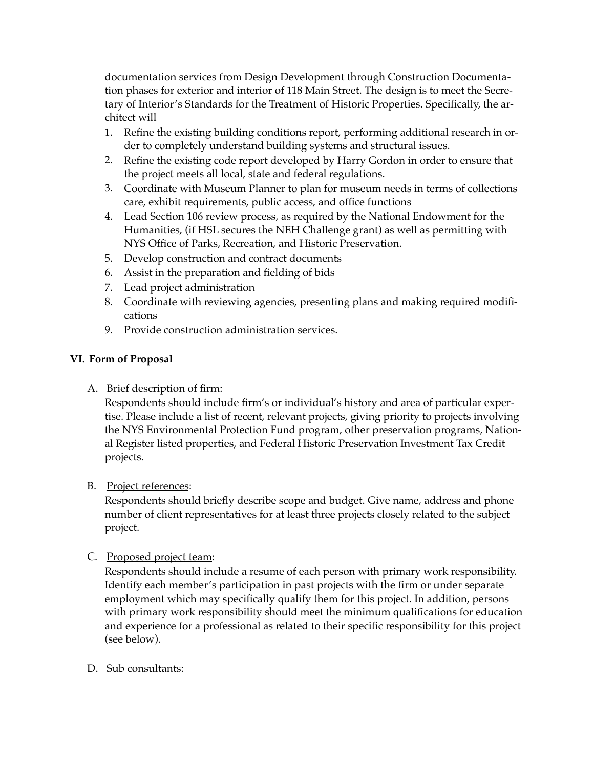documentation services from Design Development through Construction Documentation phases for exterior and interior of 118 Main Street. The design is to meet the Secretary of Interior's Standards for the Treatment of Historic Properties. Specifically, the architect will

1. Refine the existing building conditions report, performing additional research in order to completely understand building systems and structural issues.
2. Refine the existing code report developed by Harry Gordon in order to ensure that the project meets all local, state and federal regulations.
3. Coordinate with Museum Planner to plan for museum needs in terms of collections care, exhibit requirements, public access, and office functions
4. Lead Section 106 review process, as required by the National Endowment for the Humanities, (if HSL secures the NEH Challenge grant) as well as permitting with NYS Office of Parks, Recreation, and Historic Preservation.
5. Develop construction and contract documents
6. Assist in the preparation and fielding of bids
7. Lead project administration
8. Coordinate with reviewing agencies, presenting plans and making required modifications
9. Provide construction administration services.

## VI. Form of Proposal

A. Brief description of firm:
Respondents should include firm's or individual's history and area of particular expertise. Please include a list of recent, relevant projects, giving priority to projects involving the NYS Environmental Protection Fund program, other preservation programs, National Register listed properties, and Federal Historic Preservation Investment Tax Credit projects.

B. Project references:
Respondents should briefly describe scope and budget. Give name, address and phone number of client representatives for at least three projects closely related to the subject project.

C. Proposed project team:
Respondents should include a resume of each person with primary work responsibility. Identify each member's participation in past projects with the firm or under separate employment which may specifically qualify them for this project. In addition, persons with primary work responsibility should meet the minimum qualifications for education and experience for a professional as related to their specific responsibility for this project (see below).

D. Sub consultants: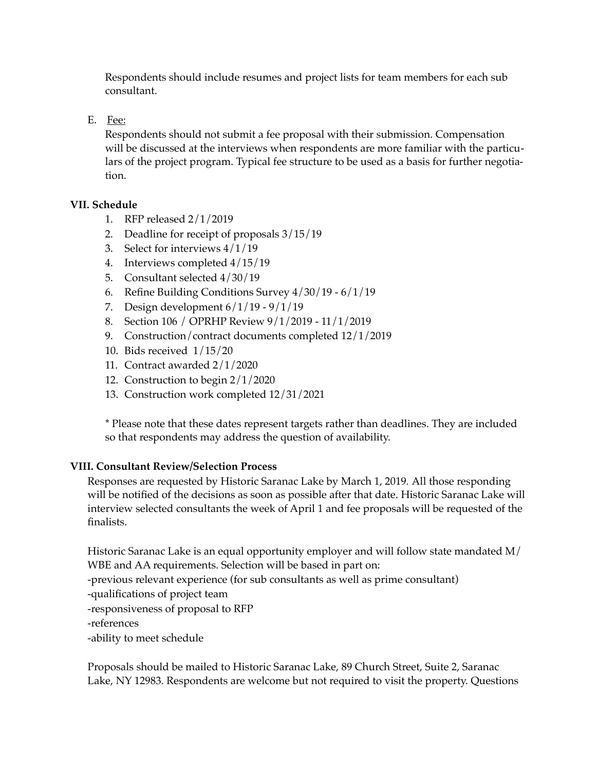Respondents should include resumes and project lists for team members for each sub consultant.

E. Fee:

Respondents should not submit a fee proposal with their submission. Compensation will be discussed at the interviews when respondents are more familiar with the particulars of the project program. Typical fee structure to be used as a basis for further negotiation.

**VII. Schedule**

1. RFP released 2/1/2019
2. Deadline for receipt of proposals 3/15/19
3. Select for interviews 4/1/19
4. Interviews completed 4/15/19
5. Consultant selected 4/30/19
6. Refine Building Conditions Survey 4/30/19 - 6/1/19
7. Design development 6/1/19 - 9/1/19
8. Section 106 / OPRHP Review 9/1/2019 - 11/1/2019
9. Construction/contract documents completed 12/1/2019
10. Bids received 1/15/20
11. Contract awarded 2/1/2020
12. Construction to begin 2/1/2020
13. Construction work completed 12/31/2021

\* Please note that these dates represent targets rather than deadlines. They are included so that respondents may address the question of availability.

**VIII. Consultant Review/Selection Process**

Responses are requested by Historic Saranac Lake by March 1, 2019. All those responding will be notified of the decisions as soon as possible after that date. Historic Saranac Lake will interview selected consultants the week of April 1 and fee proposals will be requested of the finalists.

Historic Saranac Lake is an equal opportunity employer and will follow state mandated M/WBE and AA requirements. Selection will be based in part on:
-previous relevant experience (for sub consultants as well as prime consultant)
-qualifications of project team
-responsiveness of proposal to RFP
-references
-ability to meet schedule

Proposals should be mailed to Historic Saranac Lake, 89 Church Street, Suite 2, Saranac Lake, NY 12983. Respondents are welcome but not required to visit the property. Questions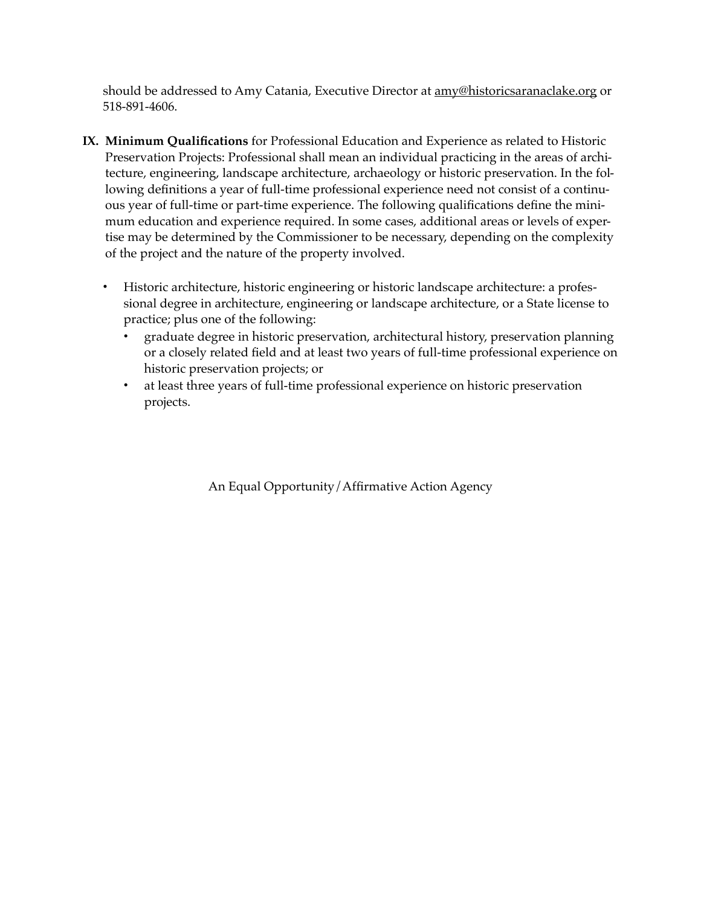should be addressed to Amy Catania, Executive Director at amy@historicsaranaclake.org or 518-891-4606.

IX. **Minimum Qualifications** for Professional Education and Experience as related to Historic Preservation Projects: Professional shall mean an individual practicing in the areas of architecture, engineering, landscape architecture, archaeology or historic preservation. In the following definitions a year of full-time professional experience need not consist of a continuous year of full-time or part-time experience. The following qualifications define the minimum education and experience required. In some cases, additional areas or levels of expertise may be determined by the Commissioner to be necessary, depending on the complexity of the project and the nature of the property involved.

- Historic architecture, historic engineering or historic landscape architecture: a professional degree in architecture, engineering or landscape architecture, or a State license to practice; plus one of the following:
  - graduate degree in historic preservation, architectural history, preservation planning or a closely related field and at least two years of full-time professional experience on historic preservation projects; or
  - at least three years of full-time professional experience on historic preservation projects.

An Equal Opportunity / Affirmative Action Agency